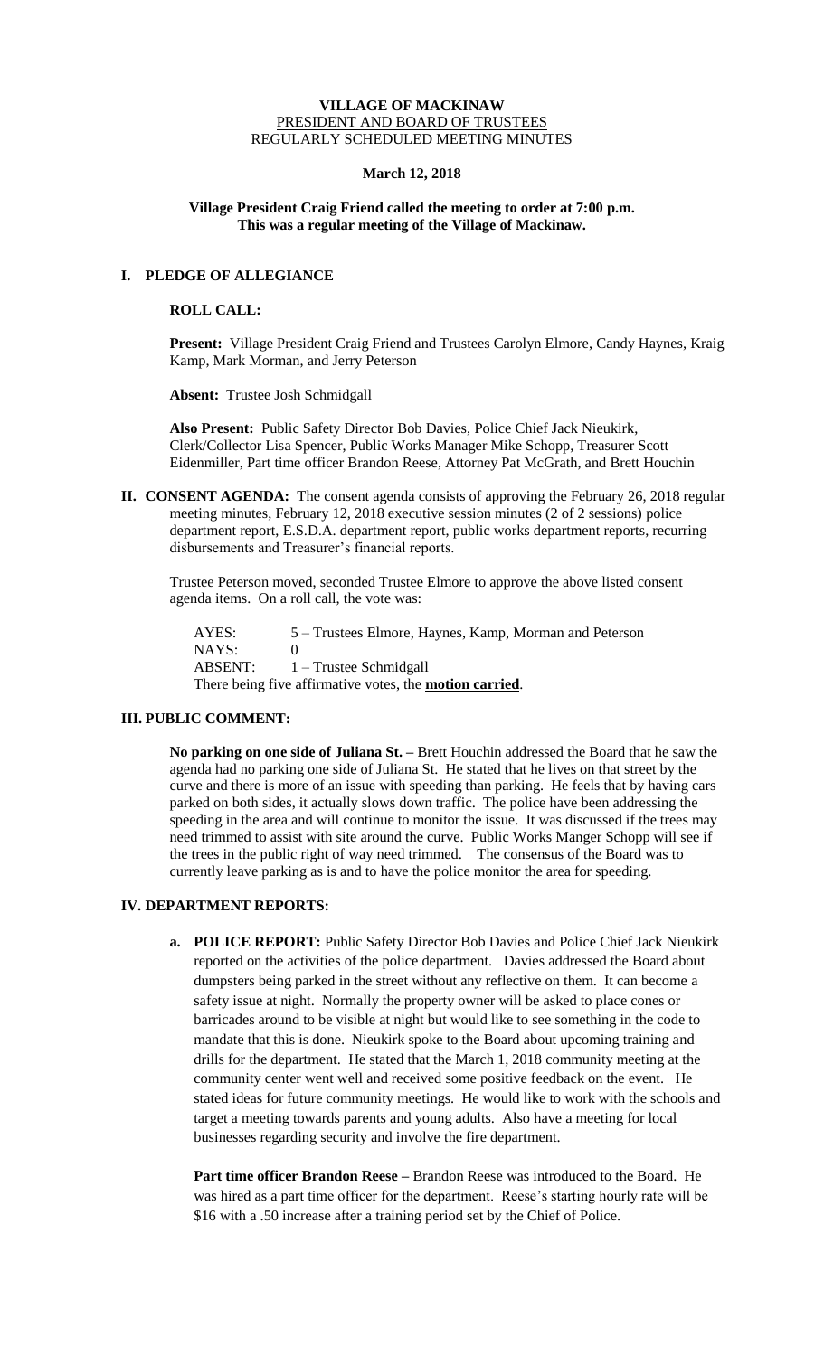# VILLAGE OF MACKINAW

PRESIDENT AND BOARD OF TRUSTEES

REGULARLY SCHEDULED MEETING MINUTES

**March 12, 2018**

**Village President Craig Friend called the meeting to order at 7:00 p.m.**
**This was a regular meeting of the Village of Mackinaw.**

## I. PLEDGE OF ALLEGIANCE

**ROLL CALL:**

**Present:** Village President Craig Friend and Trustees Carolyn Elmore, Candy Haynes, Kraig Kamp, Mark Morman, and Jerry Peterson

**Absent:** Trustee Josh Schmidgall

**Also Present:** Public Safety Director Bob Davies, Police Chief Jack Nieukirk, Clerk/Collector Lisa Spencer, Public Works Manager Mike Schopp, Treasurer Scott Eidenmiller, Part time officer Brandon Reese, Attorney Pat McGrath, and Brett Houchin

## II. CONSENT AGENDA:

The consent agenda consists of approving the February 26, 2018 regular meeting minutes, February 12, 2018 executive session minutes (2 of 2 sessions) police department report, E.S.D.A. department report, public works department reports, recurring disbursements and Treasurer's financial reports.

Trustee Peterson moved, seconded Trustee Elmore to approve the above listed consent agenda items. On a roll call, the vote was:

AYES: 5 – Trustees Elmore, Haynes, Kamp, Morman and Peterson
NAYS: 0
ABSENT: 1 – Trustee Schmidgall
There being five affirmative votes, the **motion carried**.

## III. PUBLIC COMMENT:

**No parking on one side of Juliana St. –** Brett Houchin addressed the Board that he saw the agenda had no parking one side of Juliana St. He stated that he lives on that street by the curve and there is more of an issue with speeding than parking. He feels that by having cars parked on both sides, it actually slows down traffic. The police have been addressing the speeding in the area and will continue to monitor the issue. It was discussed if the trees may need trimmed to assist with site around the curve. Public Works Manger Schopp will see if the trees in the public right of way need trimmed. The consensus of the Board was to currently leave parking as is and to have the police monitor the area for speeding.

## IV. DEPARTMENT REPORTS:

**a. POLICE REPORT:** Public Safety Director Bob Davies and Police Chief Jack Nieukirk reported on the activities of the police department. Davies addressed the Board about dumpsters being parked in the street without any reflective on them. It can become a safety issue at night. Normally the property owner will be asked to place cones or barricades around to be visible at night but would like to see something in the code to mandate that this is done. Nieukirk spoke to the Board about upcoming training and drills for the department. He stated that the March 1, 2018 community meeting at the community center went well and received some positive feedback on the event. He stated ideas for future community meetings. He would like to work with the schools and target a meeting towards parents and young adults. Also have a meeting for local businesses regarding security and involve the fire department.

**Part time officer Brandon Reese –** Brandon Reese was introduced to the Board. He was hired as a part time officer for the department. Reese's starting hourly rate will be $16 with a .50 increase after a training period set by the Chief of Police.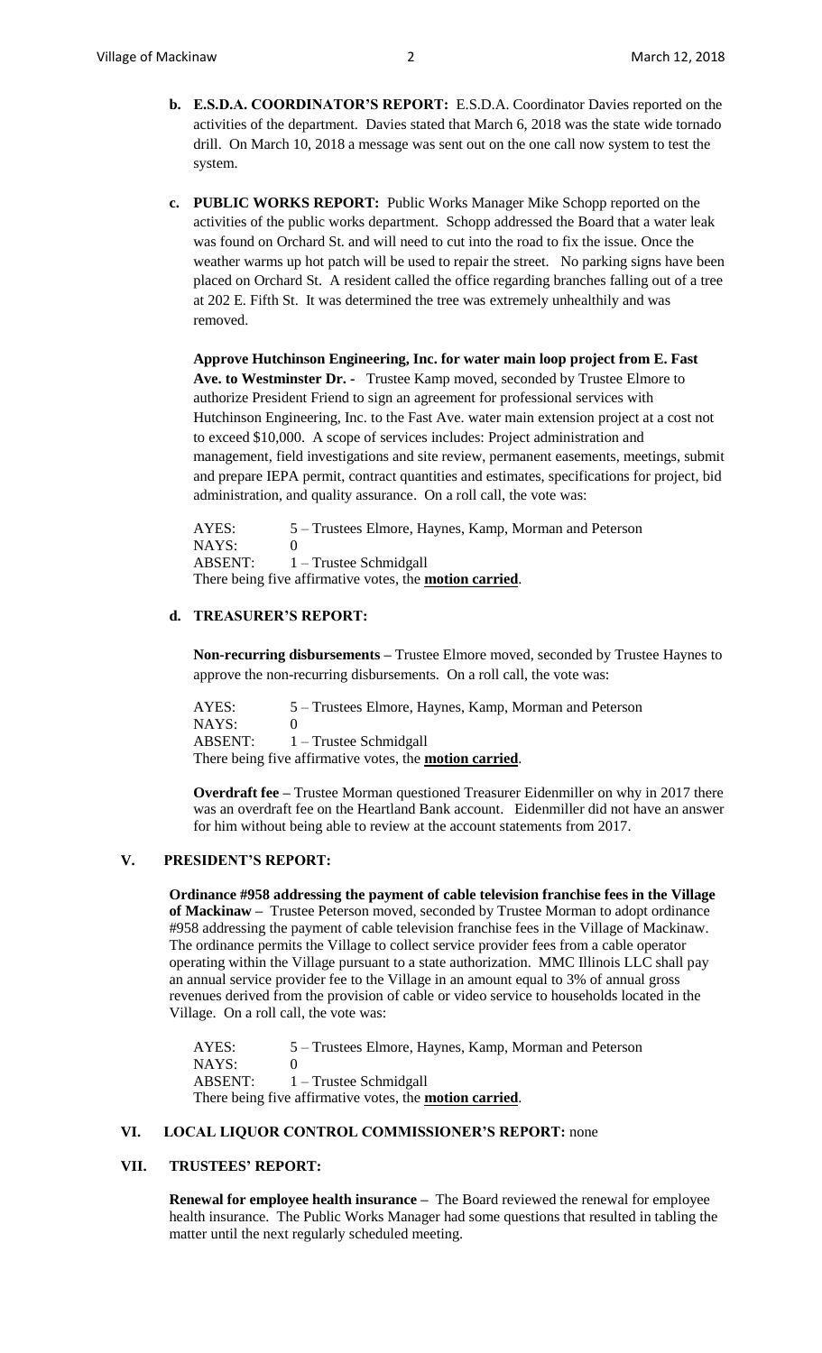**b. E.S.D.A. COORDINATOR'S REPORT:** E.S.D.A. Coordinator Davies reported on the activities of the department. Davies stated that March 6, 2018 was the state wide tornado drill. On March 10, 2018 a message was sent out on the one call now system to test the system.

**c. PUBLIC WORKS REPORT:** Public Works Manager Mike Schopp reported on the activities of the public works department. Schopp addressed the Board that a water leak was found on Orchard St. and will need to cut into the road to fix the issue. Once the weather warms up hot patch will be used to repair the street. No parking signs have been placed on Orchard St. A resident called the office regarding branches falling out of a tree at 202 E. Fifth St. It was determined the tree was extremely unhealthily and was removed.

**Approve Hutchinson Engineering, Inc. for water main loop project from E. Fast Ave. to Westminster Dr. -** Trustee Kamp moved, seconded by Trustee Elmore to authorize President Friend to sign an agreement for professional services with Hutchinson Engineering, Inc. to the Fast Ave. water main extension project at a cost not to exceed $10,000. A scope of services includes: Project administration and management, field investigations and site review, permanent easements, meetings, submit and prepare IEPA permit, contract quantities and estimates, specifications for project, bid administration, and quality assurance. On a roll call, the vote was:

AYES: 5 – Trustees Elmore, Haynes, Kamp, Morman and Peterson
NAYS: 0
ABSENT: 1 – Trustee Schmidgall
There being five affirmative votes, the **motion carried**.

**d. TREASURER'S REPORT:**

**Non-recurring disbursements –** Trustee Elmore moved, seconded by Trustee Haynes to approve the non-recurring disbursements. On a roll call, the vote was:

AYES: 5 – Trustees Elmore, Haynes, Kamp, Morman and Peterson
NAYS: 0
ABSENT: 1 – Trustee Schmidgall
There being five affirmative votes, the **motion carried**.

**Overdraft fee –** Trustee Morman questioned Treasurer Eidenmiller on why in 2017 there was an overdraft fee on the Heartland Bank account. Eidenmiller did not have an answer for him without being able to review at the account statements from 2017.

## V. PRESIDENT'S REPORT:

**Ordinance #958 addressing the payment of cable television franchise fees in the Village of Mackinaw –** Trustee Peterson moved, seconded by Trustee Morman to adopt ordinance #958 addressing the payment of cable television franchise fees in the Village of Mackinaw. The ordinance permits the Village to collect service provider fees from a cable operator operating within the Village pursuant to a state authorization. MMC Illinois LLC shall pay an annual service provider fee to the Village in an amount equal to 3% of annual gross revenues derived from the provision of cable or video service to households located in the Village. On a roll call, the vote was:

AYES: 5 – Trustees Elmore, Haynes, Kamp, Morman and Peterson
NAYS: 0
ABSENT: 1 – Trustee Schmidgall
There being five affirmative votes, the **motion carried**.

## VI. LOCAL LIQUOR CONTROL COMMISSIONER'S REPORT: none

## VII. TRUSTEES' REPORT:

**Renewal for employee health insurance –** The Board reviewed the renewal for employee health insurance. The Public Works Manager had some questions that resulted in tabling the matter until the next regularly scheduled meeting.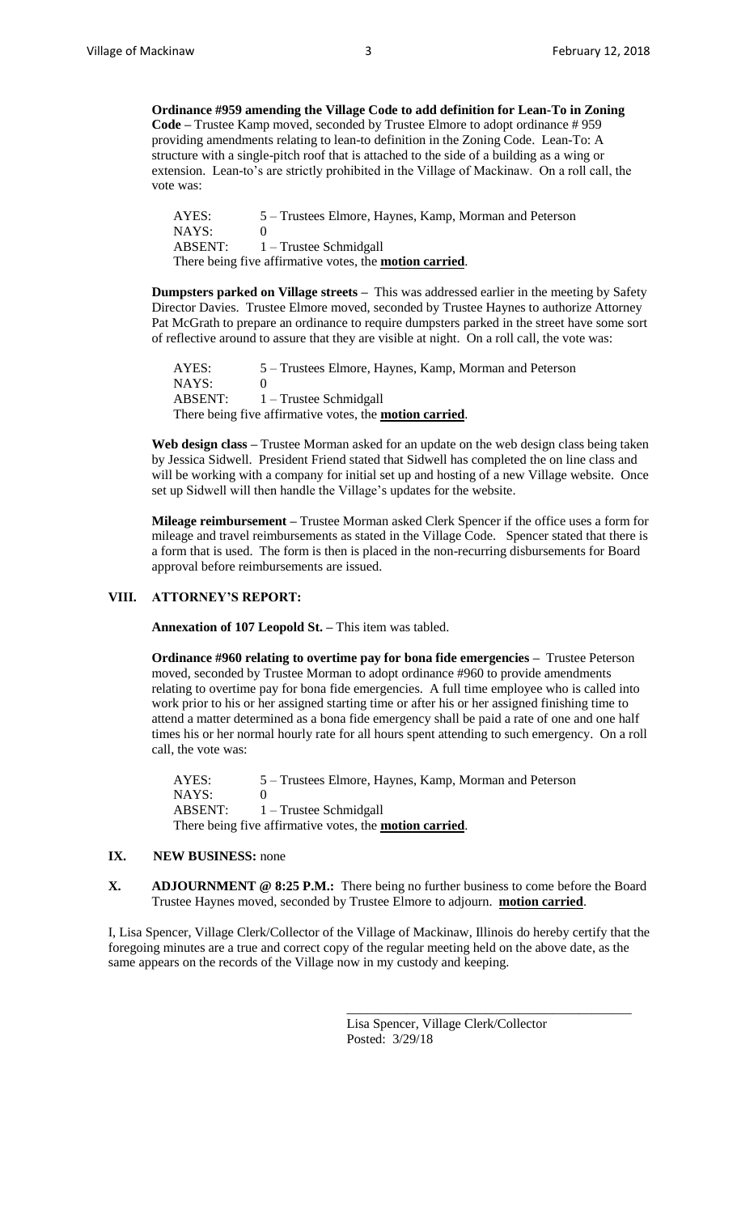**Ordinance #959 amending the Village Code to add definition for Lean-To in Zoning Code –** Trustee Kamp moved, seconded by Trustee Elmore to adopt ordinance # 959 providing amendments relating to lean-to definition in the Zoning Code. Lean-To: A structure with a single-pitch roof that is attached to the side of a building as a wing or extension. Lean-to's are strictly prohibited in the Village of Mackinaw. On a roll call, the vote was:

AYES: 5 – Trustees Elmore, Haynes, Kamp, Morman and Peterson
NAYS: 0
ABSENT: 1 – Trustee Schmidgall
There being five affirmative votes, the **motion carried**.

**Dumpsters parked on Village streets –** This was addressed earlier in the meeting by Safety Director Davies. Trustee Elmore moved, seconded by Trustee Haynes to authorize Attorney Pat McGrath to prepare an ordinance to require dumpsters parked in the street have some sort of reflective around to assure that they are visible at night. On a roll call, the vote was:

AYES: 5 – Trustees Elmore, Haynes, Kamp, Morman and Peterson
NAYS: 0
ABSENT: 1 – Trustee Schmidgall
There being five affirmative votes, the **motion carried**.

**Web design class –** Trustee Morman asked for an update on the web design class being taken by Jessica Sidwell. President Friend stated that Sidwell has completed the on line class and will be working with a company for initial set up and hosting of a new Village website. Once set up Sidwell will then handle the Village's updates for the website.

**Mileage reimbursement –** Trustee Morman asked Clerk Spencer if the office uses a form for mileage and travel reimbursements as stated in the Village Code. Spencer stated that there is a form that is used. The form is then is placed in the non-recurring disbursements for Board approval before reimbursements are issued.

## VIII. ATTORNEY'S REPORT:

**Annexation of 107 Leopold St. –** This item was tabled.

**Ordinance #960 relating to overtime pay for bona fide emergencies –** Trustee Peterson moved, seconded by Trustee Morman to adopt ordinance #960 to provide amendments relating to overtime pay for bona fide emergencies. A full time employee who is called into work prior to his or her assigned starting time or after his or her assigned finishing time to attend a matter determined as a bona fide emergency shall be paid a rate of one and one half times his or her normal hourly rate for all hours spent attending to such emergency. On a roll call, the vote was:

AYES: 5 – Trustees Elmore, Haynes, Kamp, Morman and Peterson
NAYS: 0
ABSENT: 1 – Trustee Schmidgall
There being five affirmative votes, the **motion carried**.

## IX. NEW BUSINESS: none

## X. ADJOURNMENT @ 8:25 P.M.: There being no further business to come before the Board Trustee Haynes moved, seconded by Trustee Elmore to adjourn. **motion carried**.

I, Lisa Spencer, Village Clerk/Collector of the Village of Mackinaw, Illinois do hereby certify that the foregoing minutes are a true and correct copy of the regular meeting held on the above date, as the same appears on the records of the Village now in my custody and keeping.

Lisa Spencer, Village Clerk/Collector
Posted: 3/29/18